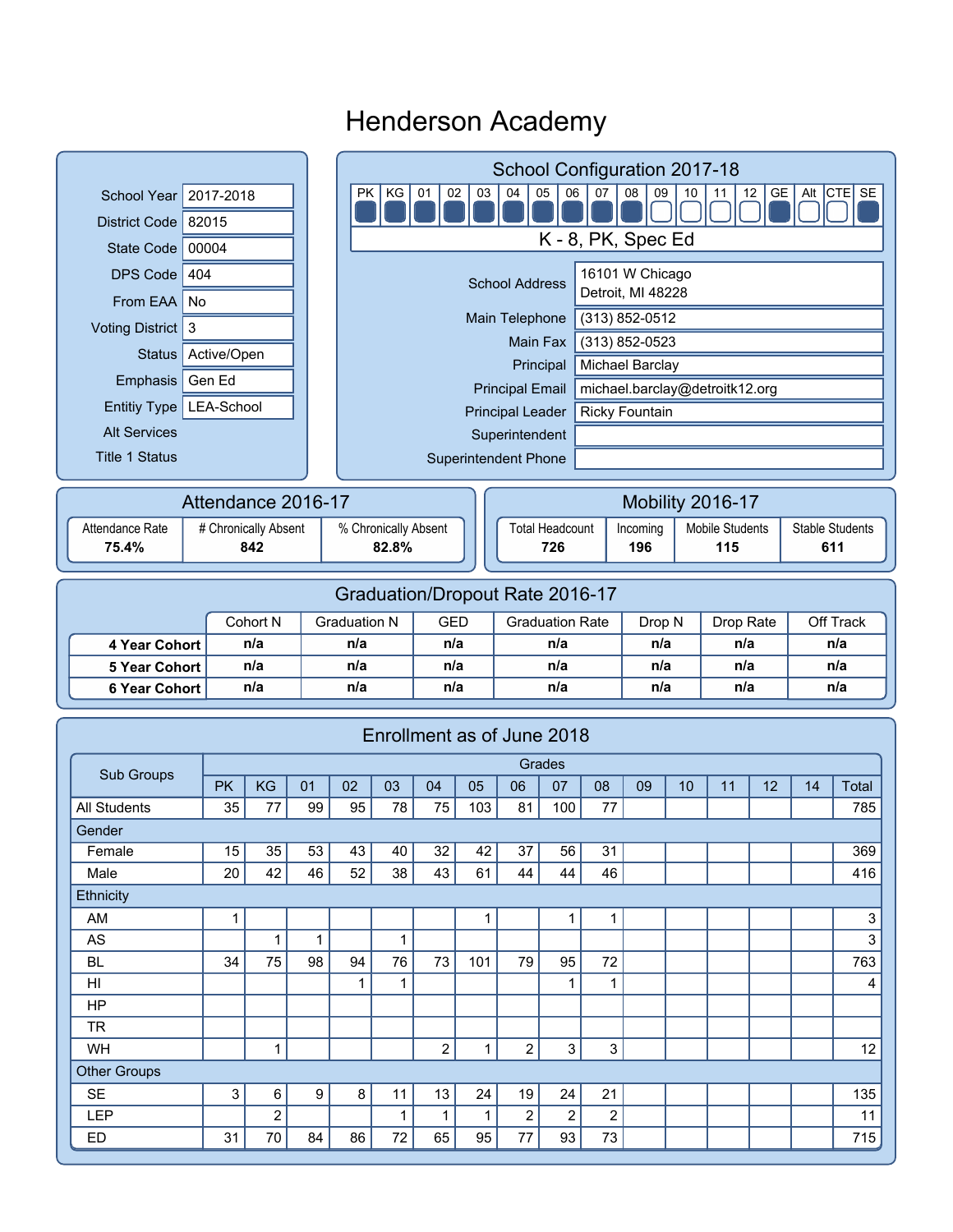# Henderson Academy

| | |
|---|---|
| School Year | 2017-2018 |
| District Code | 82015 |
| State Code | 00004 |
| DPS Code | 404 |
| From EAA | No |
| Voting District | 3 |
| Status | Active/Open |
| Emphasis | Gen Ed |
| Entitiy Type | LEA-School |
| Alt Services | |
| Title 1 Status | |

## School Configuration 2017-18

| PK | KG | 01 | 02 | 03 | 04 | 05 | 06 | 07 | 08 | 09 | 10 | 11 | 12 | GE | Alt | CTE | SE |
|---|---|---|---|---|---|---|---|---|---|---|---|---|---|---|---|---|---|
| ■ | ■ | ■ | ■ | ■ | ■ | ■ | ■ | ■ | ■ | □ | □ | □ | □ | ■ | □ | □ | ■ |

K - 8, PK, Spec Ed

| | |
|---|---|
| School Address | 16101 W Chicago<br>Detroit, MI 48228 |
| Main Telephone | (313) 852-0512 |
| Main Fax | (313) 852-0523 |
| Principal | Michael Barclay |
| Principal Email | michael.barclay@detroitk12.org |
| Principal Leader | Ricky Fountain |
| Superintendent | |
| Superintendent Phone | |

## Attendance 2016-17

| Attendance Rate | # Chronically Absent | % Chronically Absent |
|---|---|---|
| **75.4%** | **842** | **82.8%** |

## Mobility 2016-17

| Total Headcount | Incoming | Mobile Students | Stable Students |
|---|---|---|---|
| **726** | **196** | **115** | **611** |

## Graduation/Dropout Rate 2016-17

| | Cohort N | Graduation N | GED | Graduation Rate | Drop N | Drop Rate | Off Track |
|---|---|---|---|---|---|---|---|
| **4 Year Cohort** | n/a | n/a | n/a | n/a | n/a | n/a | n/a |
| **5 Year Cohort** | n/a | n/a | n/a | n/a | n/a | n/a | n/a |
| **6 Year Cohort** | n/a | n/a | n/a | n/a | n/a | n/a | n/a |

## Enrollment as of June 2018

| Sub Groups | Grades | | | | | | | | | | | | | | | |
|---|---|---|---|---|---|---|---|---|---|---|---|---|---|---|---|---|
| | PK | KG | 01 | 02 | 03 | 04 | 05 | 06 | 07 | 08 | 09 | 10 | 11 | 12 | 14 | Total |
| All Students | 35 | 77 | 99 | 95 | 78 | 75 | 103 | 81 | 100 | 77 | | | | | | 785 |
| Gender | | | | | | | | | | | | | | | | |
| Female | 15 | 35 | 53 | 43 | 40 | 32 | 42 | 37 | 56 | 31 | | | | | | 369 |
| Male | 20 | 42 | 46 | 52 | 38 | 43 | 61 | 44 | 44 | 46 | | | | | | 416 |
| Ethnicity | | | | | | | | | | | | | | | | |
| AM | 1 | | | | | | 1 | | 1 | 1 | | | | | | 3 |
| AS | | 1 | 1 | | 1 | | | | | | | | | | | 3 |
| BL | 34 | 75 | 98 | 94 | 76 | 73 | 101 | 79 | 95 | 72 | | | | | | 763 |
| HI | | | | 1 | 1 | | | | 1 | 1 | | | | | | 4 |
| HP | | | | | | | | | | | | | | | | |
| TR | | | | | | | | | | | | | | | | |
| WH | | 1 | | | | 2 | 1 | 2 | 3 | 3 | | | | | | 12 |
| Other Groups | | | | | | | | | | | | | | | | |
| SE | 3 | 6 | 9 | 8 | 11 | 13 | 24 | 19 | 24 | 21 | | | | | | 135 |
| LEP | | 2 | | | 1 | 1 | 1 | 2 | 2 | 2 | | | | | | 11 |
| ED | 31 | 70 | 84 | 86 | 72 | 65 | 95 | 77 | 93 | 73 | | | | | | 715 |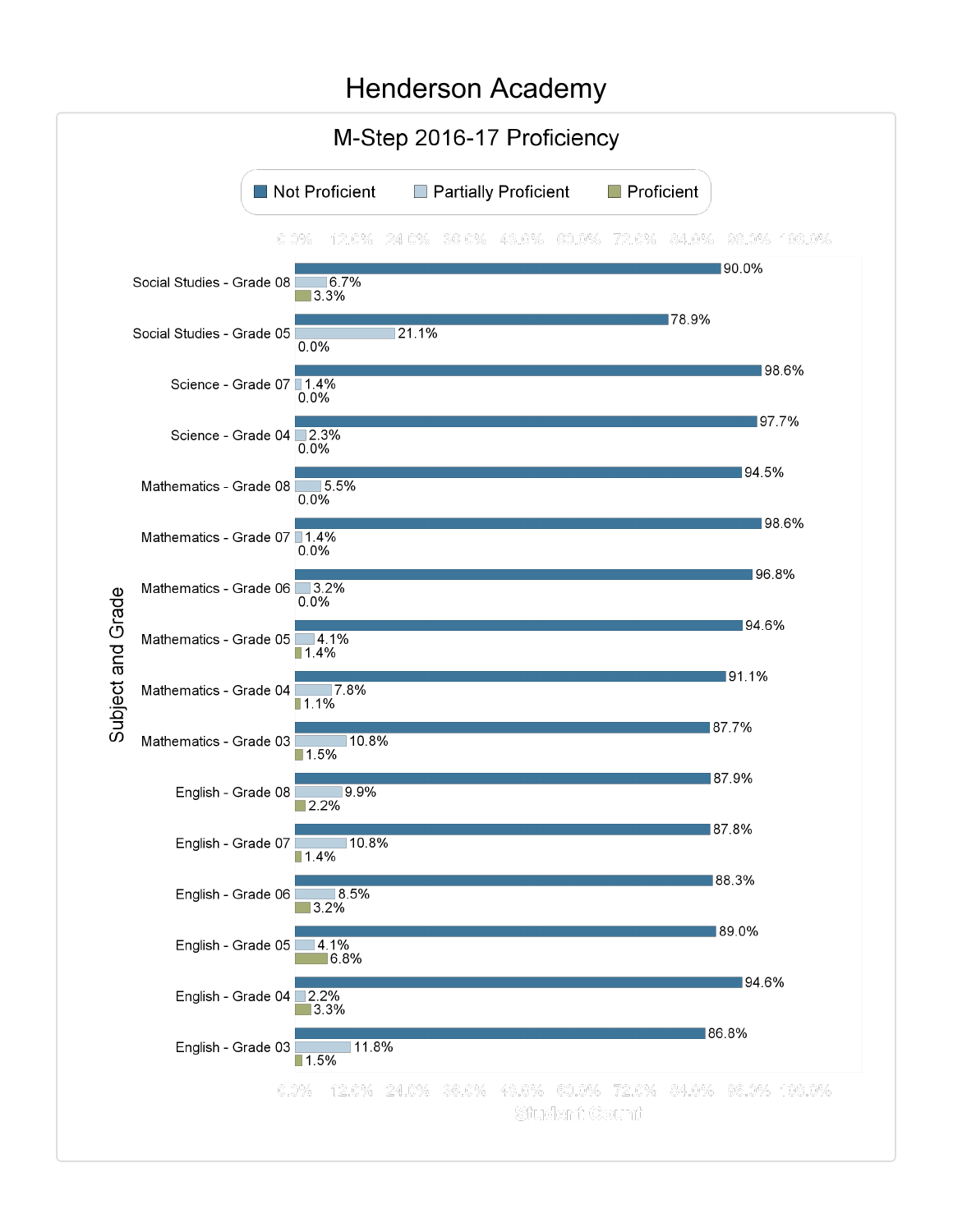# Henderson Academy

## M-Step 2016-17 Proficiency

| Subject and Grade | Not Proficient | Partially Proficient | Proficient |
| --- | --- | --- | --- |
| Social Studies - Grade 08 | 90.0% | 6.7% | 3.3% |
| Social Studies - Grade 05 | 78.9% | 21.1% | 0.0% |
| Science - Grade 07 | 98.6% | 1.4% | 0.0% |
| Science - Grade 04 | 97.7% | 2.3% | 0.0% |
| Mathematics - Grade 08 | 94.5% | 5.5% | 0.0% |
| Mathematics - Grade 07 | 98.6% | 1.4% | 0.0% |
| Mathematics - Grade 06 | 96.8% | 3.2% | 0.0% |
| Mathematics - Grade 05 | 94.6% | 4.1% | 1.4% |
| Mathematics - Grade 04 | 91.1% | 7.8% | 1.1% |
| Mathematics - Grade 03 | 87.7% | 10.8% | 1.5% |
| English - Grade 08 | 87.9% | 9.9% | 2.2% |
| English - Grade 07 | 87.8% | 10.8% | 1.4% |
| English - Grade 06 | 88.3% | 8.5% | 3.2% |
| English - Grade 05 | 89.0% | 4.1% | 6.8% |
| English - Grade 04 | 94.6% | 2.2% | 3.3% |
| English - Grade 03 | 86.8% | 11.8% | 1.5% |

Student Count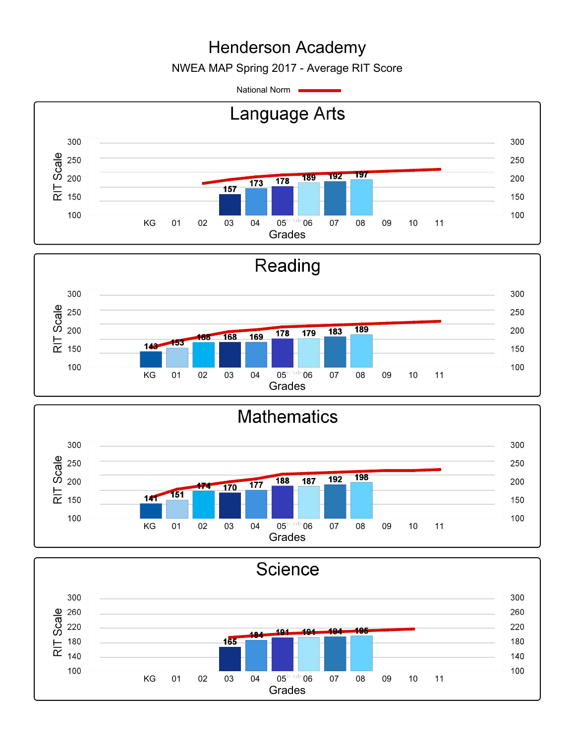# Henderson Academy

NWEA MAP Spring 2017 - Average RIT Score

National Norm

## Language Arts

| Grade | KG | 01 | 02 | 03 | 04 | 05 | 06 | 07 | 08 | 09 | 10 | 11 |
|---|---|---|---|---|---|---|---|---|---|---|---|---|
| Average RIT Score | | | | 157 | 173 | 178 | 189 | 192 | 197 | | | |

## Reading

| Grade | KG | 01 | 02 | 03 | 04 | 05 | 06 | 07 | 08 | 09 | 10 | 11 |
|---|---|---|---|---|---|---|---|---|---|---|---|---|
| Average RIT Score | 143 | 153 | 168 | 168 | 169 | 178 | 179 | 183 | 189 | | | |

## Mathematics

| Grade | KG | 01 | 02 | 03 | 04 | 05 | 06 | 07 | 08 | 09 | 10 | 11 |
|---|---|---|---|---|---|---|---|---|---|---|---|---|
| Average RIT Score | 141 | 151 | 174 | 170 | 177 | 188 | 187 | 192 | 198 | | | |

## Science

| Grade | KG | 01 | 02 | 03 | 04 | 05 | 06 | 07 | 08 | 09 | 10 | 11 |
|---|---|---|---|---|---|---|---|---|---|---|---|---|
| Average RIT Score | | | | 165 | 184 | 191 | 191 | 194 | 195 | | | |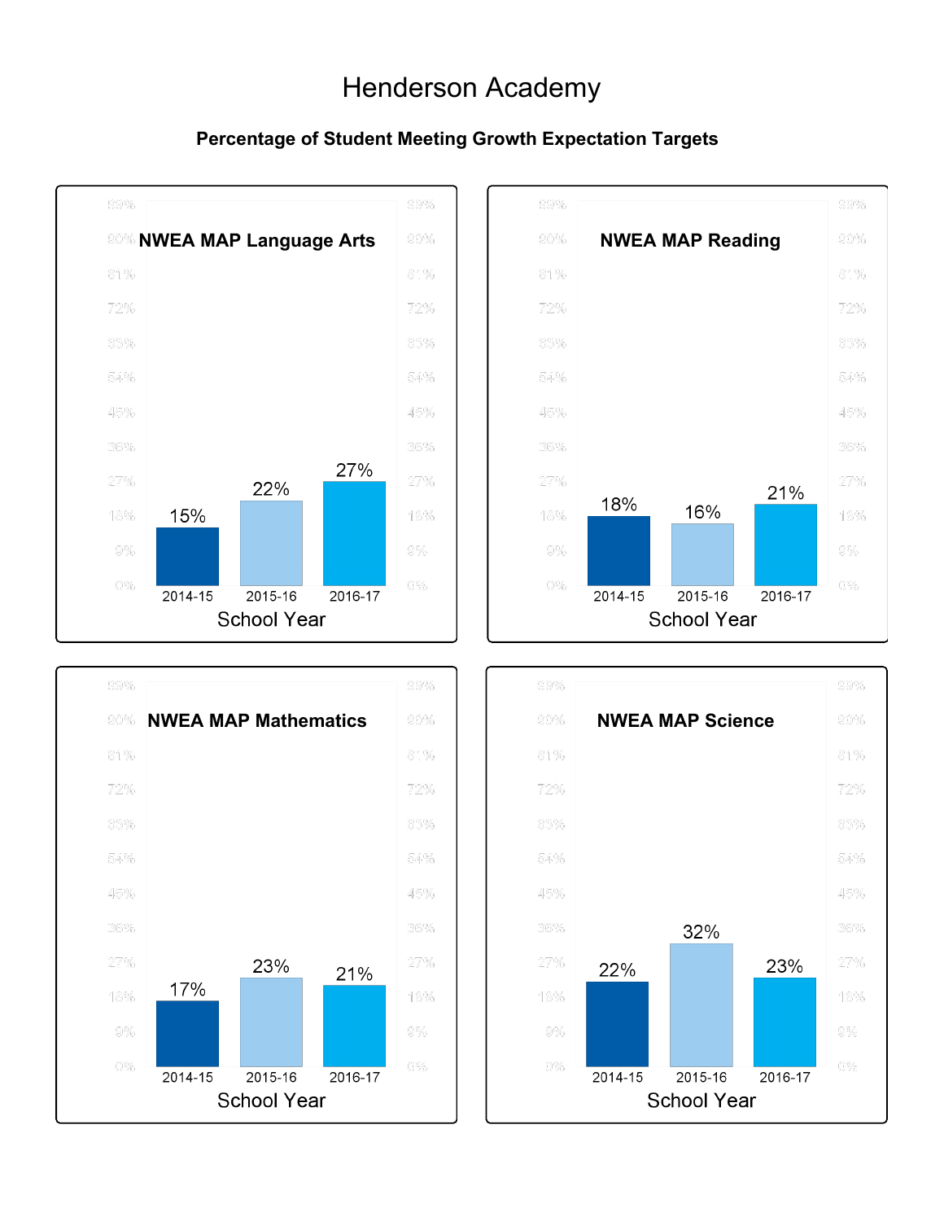# Henderson Academy

**Percentage of Student Meeting Growth Expectation Targets**

**NWEA MAP Language Arts**

15%
22%
27%
2014-15
2015-16
2016-17
School Year

**NWEA MAP Reading**

18%
16%
21%
2014-15
2015-16
2016-17
School Year

**NWEA MAP Mathematics**

17%
23%
21%
2014-15
2015-16
2016-17
School Year

**NWEA MAP Science**

22%
32%
23%
2014-15
2015-16
2016-17
School Year